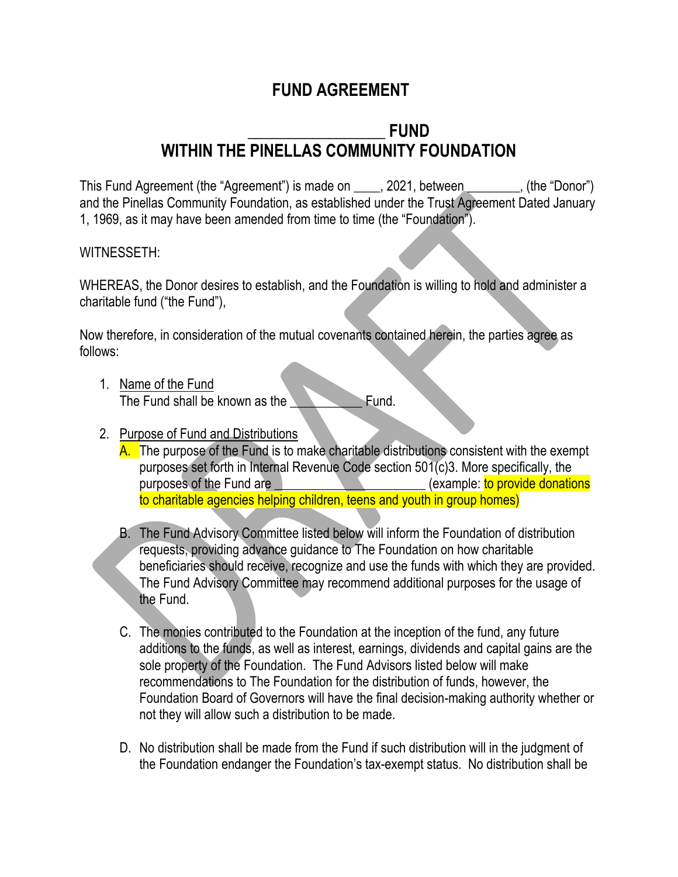# FUND AGREEMENT

## ________________ FUND WITHIN THE PINELLAS COMMUNITY FOUNDATION

This Fund Agreement (the "Agreement") is made on ____, 2021, between ________, (the "Donor") and the Pinellas Community Foundation, as established under the Trust Agreement Dated January 1, 1969, as it may have been amended from time to time (the "Foundation").

WITNESSETH:

WHEREAS, the Donor desires to establish, and the Foundation is willing to hold and administer a charitable fund ("the Fund"),

Now therefore, in consideration of the mutual covenants contained herein, the parties agree as follows:

1. Name of the Fund
   The Fund shall be known as the __________ Fund.

2. Purpose of Fund and Distributions
   A. The purpose of the Fund is to make charitable distributions consistent with the exempt purposes set forth in Internal Revenue Code section 501(c)3. More specifically, the purposes of the Fund are ______________________ (example: to provide donations to charitable agencies helping children, teens and youth in group homes)

   B. The Fund Advisory Committee listed below will inform the Foundation of distribution requests, providing advance guidance to The Foundation on how charitable beneficiaries should receive, recognize and use the funds with which they are provided. The Fund Advisory Committee may recommend additional purposes for the usage of the Fund.

   C. The monies contributed to the Foundation at the inception of the fund, any future additions to the funds, as well as interest, earnings, dividends and capital gains are the sole property of the Foundation. The Fund Advisors listed below will make recommendations to The Foundation for the distribution of funds, however, the Foundation Board of Governors will have the final decision-making authority whether or not they will allow such a distribution to be made.

   D. No distribution shall be made from the Fund if such distribution will in the judgment of the Foundation endanger the Foundation's tax-exempt status. No distribution shall be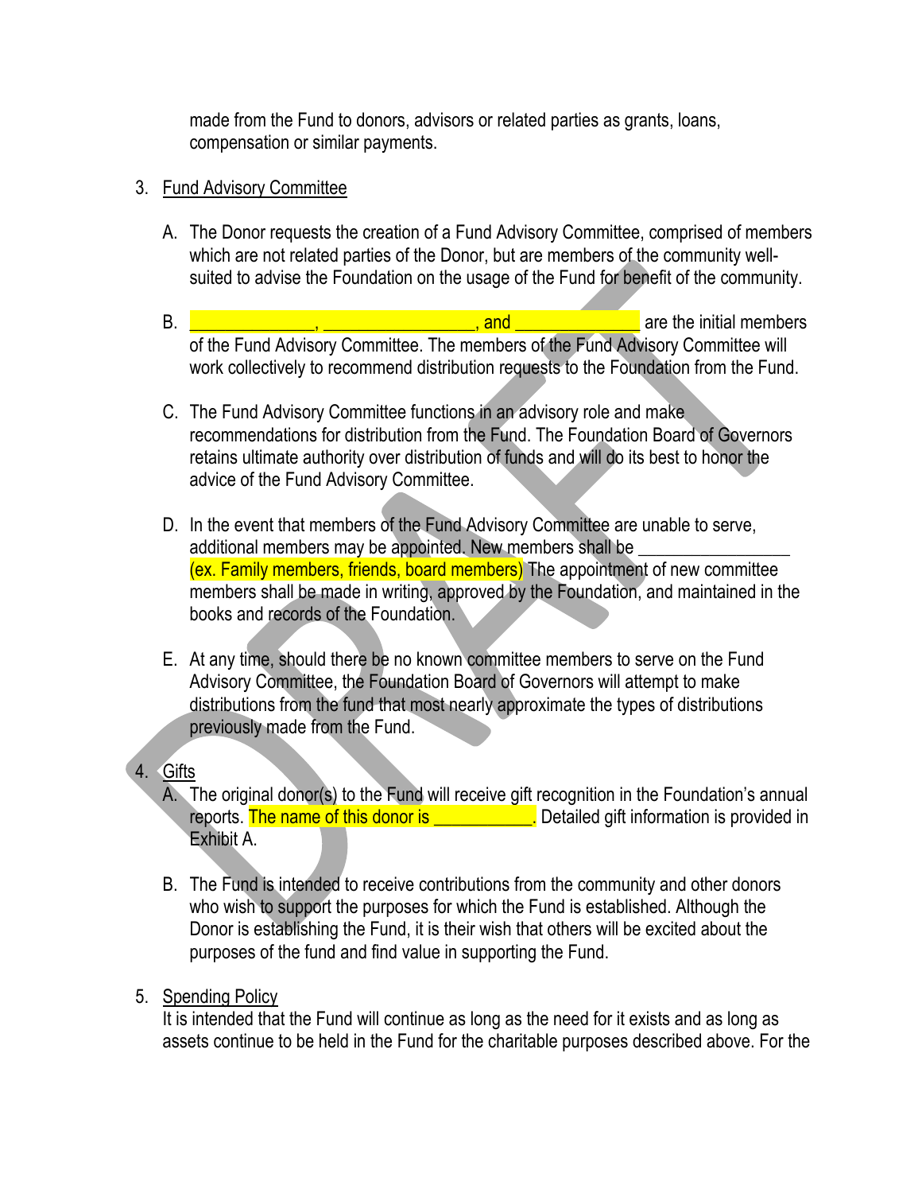made from the Fund to donors, advisors or related parties as grants, loans, compensation or similar payments.

3. Fund Advisory Committee

   A. The Donor requests the creation of a Fund Advisory Committee, comprised of members which are not related parties of the Donor, but are members of the community well-suited to advise the Foundation on the usage of the Fund for benefit of the community.

   B. ______________, _________________, and ______________ are the initial members of the Fund Advisory Committee. The members of the Fund Advisory Committee will work collectively to recommend distribution requests to the Foundation from the Fund.

   C. The Fund Advisory Committee functions in an advisory role and make recommendations for distribution from the Fund. The Foundation Board of Governors retains ultimate authority over distribution of funds and will do its best to honor the advice of the Fund Advisory Committee.

   D. In the event that members of the Fund Advisory Committee are unable to serve, additional members may be appointed. New members shall be _________________ (ex. Family members, friends, board members) The appointment of new committee members shall be made in writing, approved by the Foundation, and maintained in the books and records of the Foundation.

   E. At any time, should there be no known committee members to serve on the Fund Advisory Committee, the Foundation Board of Governors will attempt to make distributions from the fund that most nearly approximate the types of distributions previously made from the Fund.

4. Gifts

   A. The original donor(s) to the Fund will receive gift recognition in the Foundation's annual reports. The name of this donor is ___________. Detailed gift information is provided in Exhibit A.

   B. The Fund is intended to receive contributions from the community and other donors who wish to support the purposes for which the Fund is established. Although the Donor is establishing the Fund, it is their wish that others will be excited about the purposes of the fund and find value in supporting the Fund.

5. Spending Policy

   It is intended that the Fund will continue as long as the need for it exists and as long as assets continue to be held in the Fund for the charitable purposes described above. For the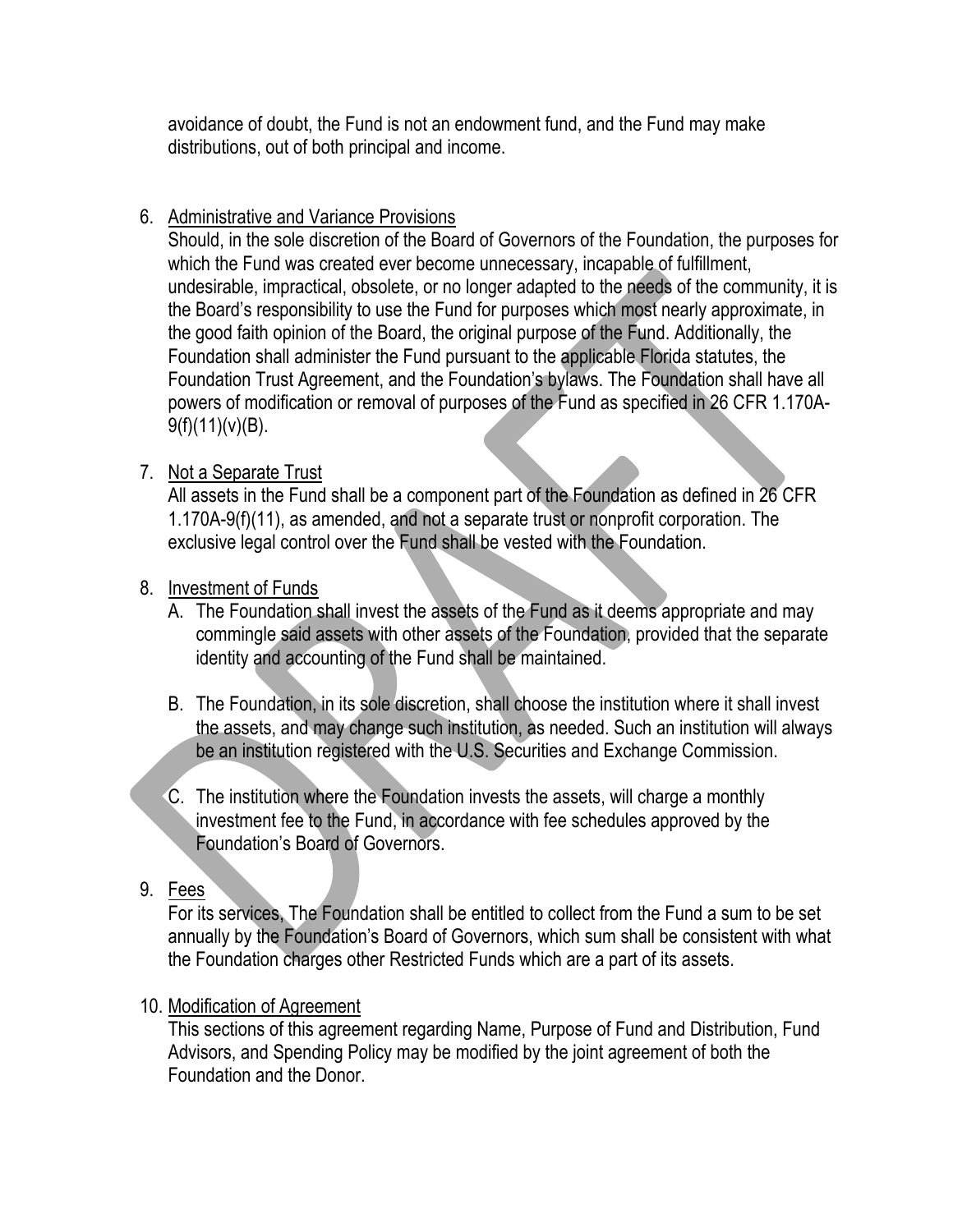avoidance of doubt, the Fund is not an endowment fund, and the Fund may make distributions, out of both principal and income.

6. <u>Administrative and Variance Provisions</u>
   Should, in the sole discretion of the Board of Governors of the Foundation, the purposes for which the Fund was created ever become unnecessary, incapable of fulfillment, undesirable, impractical, obsolete, or no longer adapted to the needs of the community, it is the Board's responsibility to use the Fund for purposes which most nearly approximate, in the good faith opinion of the Board, the original purpose of the Fund. Additionally, the Foundation shall administer the Fund pursuant to the applicable Florida statutes, the Foundation Trust Agreement, and the Foundation's bylaws. The Foundation shall have all powers of modification or removal of purposes of the Fund as specified in 26 CFR 1.170A-9(f)(11)(v)(B).

7. <u>Not a Separate Trust</u>
   All assets in the Fund shall be a component part of the Foundation as defined in 26 CFR 1.170A-9(f)(11), as amended, and not a separate trust or nonprofit corporation. The exclusive legal control over the Fund shall be vested with the Foundation.

8. <u>Investment of Funds</u>
   A. The Foundation shall invest the assets of the Fund as it deems appropriate and may commingle said assets with other assets of the Foundation, provided that the separate identity and accounting of the Fund shall be maintained.

   B. The Foundation, in its sole discretion, shall choose the institution where it shall invest the assets, and may change such institution, as needed. Such an institution will always be an institution registered with the U.S. Securities and Exchange Commission.

   C. The institution where the Foundation invests the assets, will charge a monthly investment fee to the Fund, in accordance with fee schedules approved by the Foundation's Board of Governors.

9. <u>Fees</u>
   For its services, The Foundation shall be entitled to collect from the Fund a sum to be set annually by the Foundation's Board of Governors, which sum shall be consistent with what the Foundation charges other Restricted Funds which are a part of its assets.

10. <u>Modification of Agreement</u>
    This sections of this agreement regarding Name, Purpose of Fund and Distribution, Fund Advisors, and Spending Policy may be modified by the joint agreement of both the Foundation and the Donor.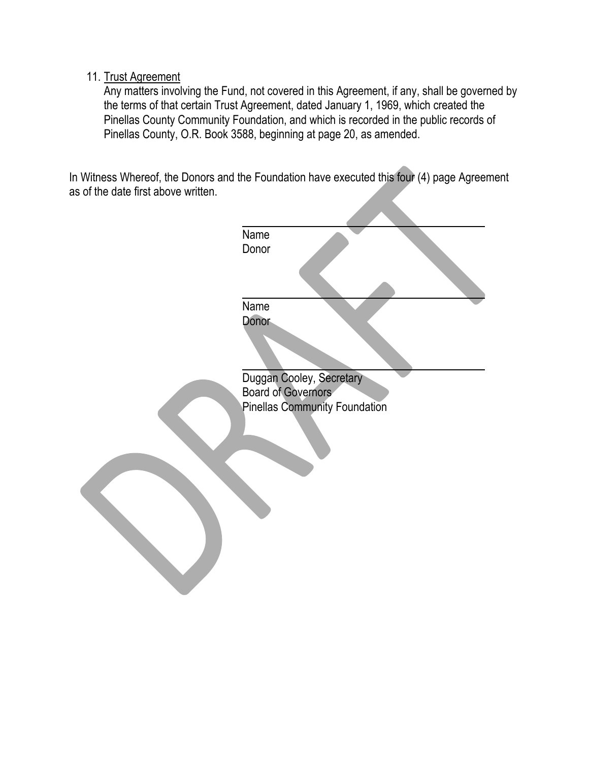11. <u>Trust Agreement</u>
    Any matters involving the Fund, not covered in this Agreement, if any, shall be governed by the terms of that certain Trust Agreement, dated January 1, 1969, which created the Pinellas County Community Foundation, and which is recorded in the public records of Pinellas County, O.R. Book 3588, beginning at page 20, as amended.

In Witness Whereof, the Donors and the Foundation have executed this four (4) page Agreement as of the date first above written.

\_\_\_\_\_\_\_\_\_\_\_\_\_\_\_\_\_\_\_\_\_\_\_\_\_\_\_\_\_\_\_\_\_\_\_\_\_\_\_\_
Name
Donor

\_\_\_\_\_\_\_\_\_\_\_\_\_\_\_\_\_\_\_\_\_\_\_\_\_\_\_\_\_\_\_\_\_\_\_\_\_\_\_\_
Name
Donor

\_\_\_\_\_\_\_\_\_\_\_\_\_\_\_\_\_\_\_\_\_\_\_\_\_\_\_\_\_\_\_\_\_\_\_\_\_\_\_\_
Duggan Cooley, Secretary
Board of Governors
Pinellas Community Foundation

DRAFT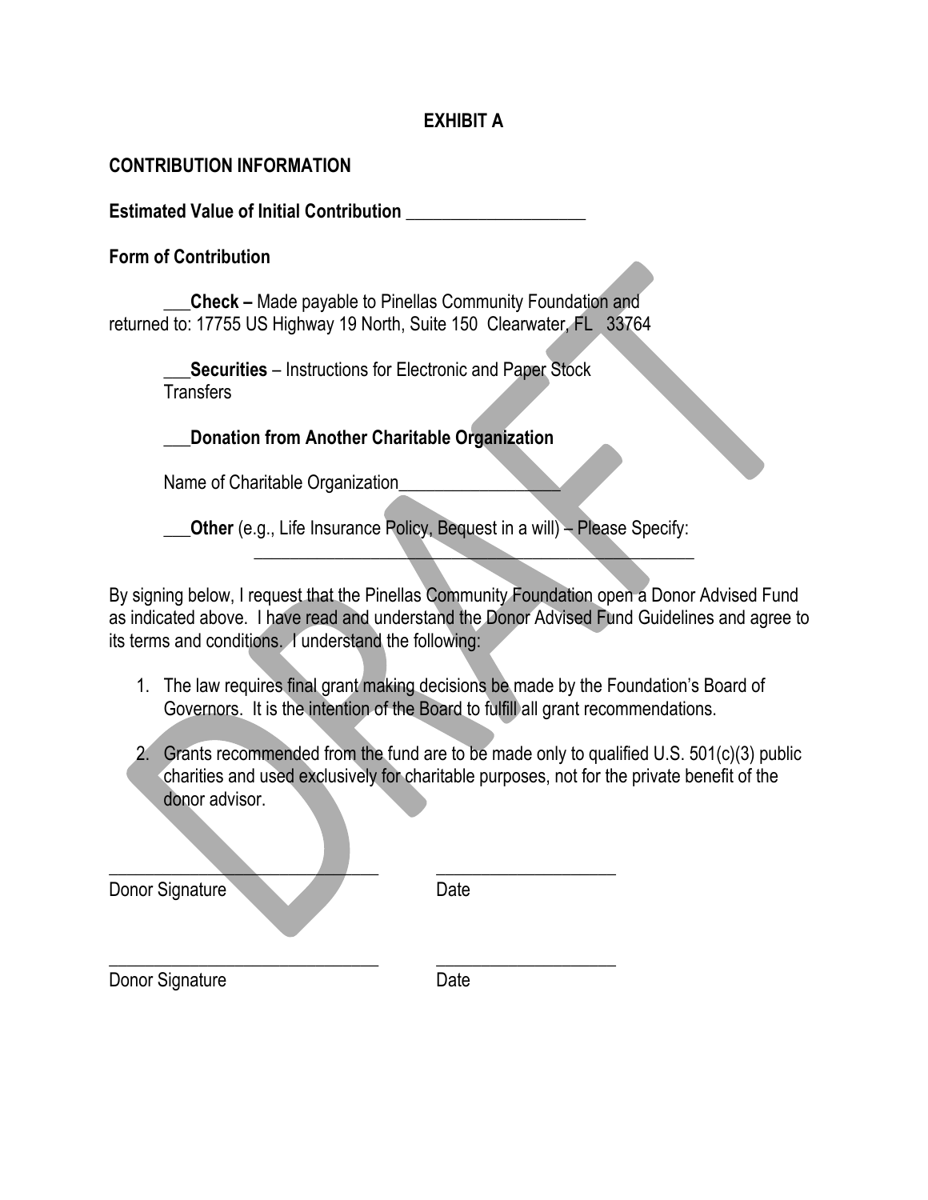## EXHIBIT A

**CONTRIBUTION INFORMATION**

**Estimated Value of Initial Contribution** ____________________

**Form of Contribution**

___**Check –** Made payable to Pinellas Community Foundation and returned to: 17755 US Highway 19 North, Suite 150 Clearwater, FL 33764

___**Securities** – Instructions for Electronic and Paper Stock Transfers

___**Donation from Another Charitable Organization**

Name of Charitable Organization__________________

___**Other** (e.g., Life Insurance Policy, Bequest in a will) – Please Specify: ___________________________________________________

By signing below, I request that the Pinellas Community Foundation open a Donor Advised Fund as indicated above. I have read and understand the Donor Advised Fund Guidelines and agree to its terms and conditions. I understand the following:

1. The law requires final grant making decisions be made by the Foundation's Board of Governors. It is the intention of the Board to fulfill all grant recommendations.
2. Grants recommended from the fund are to be made only to qualified U.S. 501(c)(3) public charities and used exclusively for charitable purposes, not for the private benefit of the donor advisor.

______________________________ ____________________
Donor Signature Date

______________________________ ____________________
Donor Signature Date

DRAFT